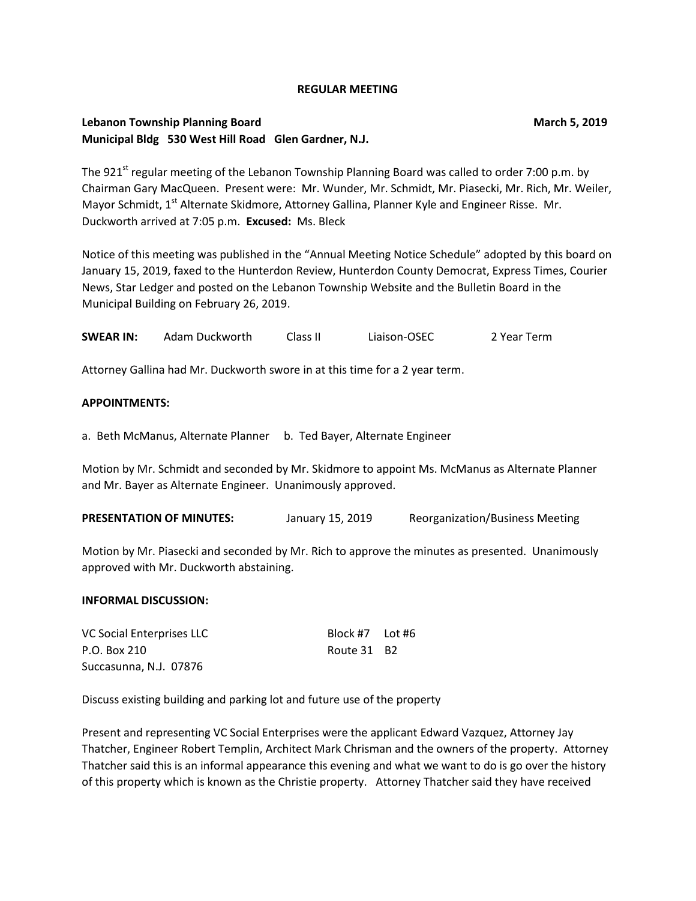**REGULAR MEETING**

**Lebanon Township Planning Board** **March 5, 2019**
**Municipal Bldg 530 West Hill Road Glen Gardner, N.J.**

The 921st regular meeting of the Lebanon Township Planning Board was called to order 7:00 p.m. by Chairman Gary MacQueen. Present were: Mr. Wunder, Mr. Schmidt, Mr. Piasecki, Mr. Rich, Mr. Weiler, Mayor Schmidt, 1st Alternate Skidmore, Attorney Gallina, Planner Kyle and Engineer Risse. Mr. Duckworth arrived at 7:05 p.m. **Excused:** Ms. Bleck

Notice of this meeting was published in the "Annual Meeting Notice Schedule" adopted by this board on January 15, 2019, faxed to the Hunterdon Review, Hunterdon County Democrat, Express Times, Courier News, Star Ledger and posted on the Lebanon Township Website and the Bulletin Board in the Municipal Building on February 26, 2019.

**SWEAR IN:** Adam Duckworth Class II Liaison-OSEC 2 Year Term

Attorney Gallina had Mr. Duckworth swore in at this time for a 2 year term.

**APPOINTMENTS:**

a. Beth McManus, Alternate Planner b. Ted Bayer, Alternate Engineer

Motion by Mr. Schmidt and seconded by Mr. Skidmore to appoint Ms. McManus as Alternate Planner and Mr. Bayer as Alternate Engineer. Unanimously approved.

**PRESENTATION OF MINUTES:** January 15, 2019 Reorganization/Business Meeting

Motion by Mr. Piasecki and seconded by Mr. Rich to approve the minutes as presented. Unanimously approved with Mr. Duckworth abstaining.

**INFORMAL DISCUSSION:**

VC Social Enterprises LLC Block #7 Lot #6
P.O. Box 210 Route 31 B2
Succasunna, N.J. 07876

Discuss existing building and parking lot and future use of the property

Present and representing VC Social Enterprises were the applicant Edward Vazquez, Attorney Jay Thatcher, Engineer Robert Templin, Architect Mark Chrisman and the owners of the property. Attorney Thatcher said this is an informal appearance this evening and what we want to do is go over the history of this property which is known as the Christie property. Attorney Thatcher said they have received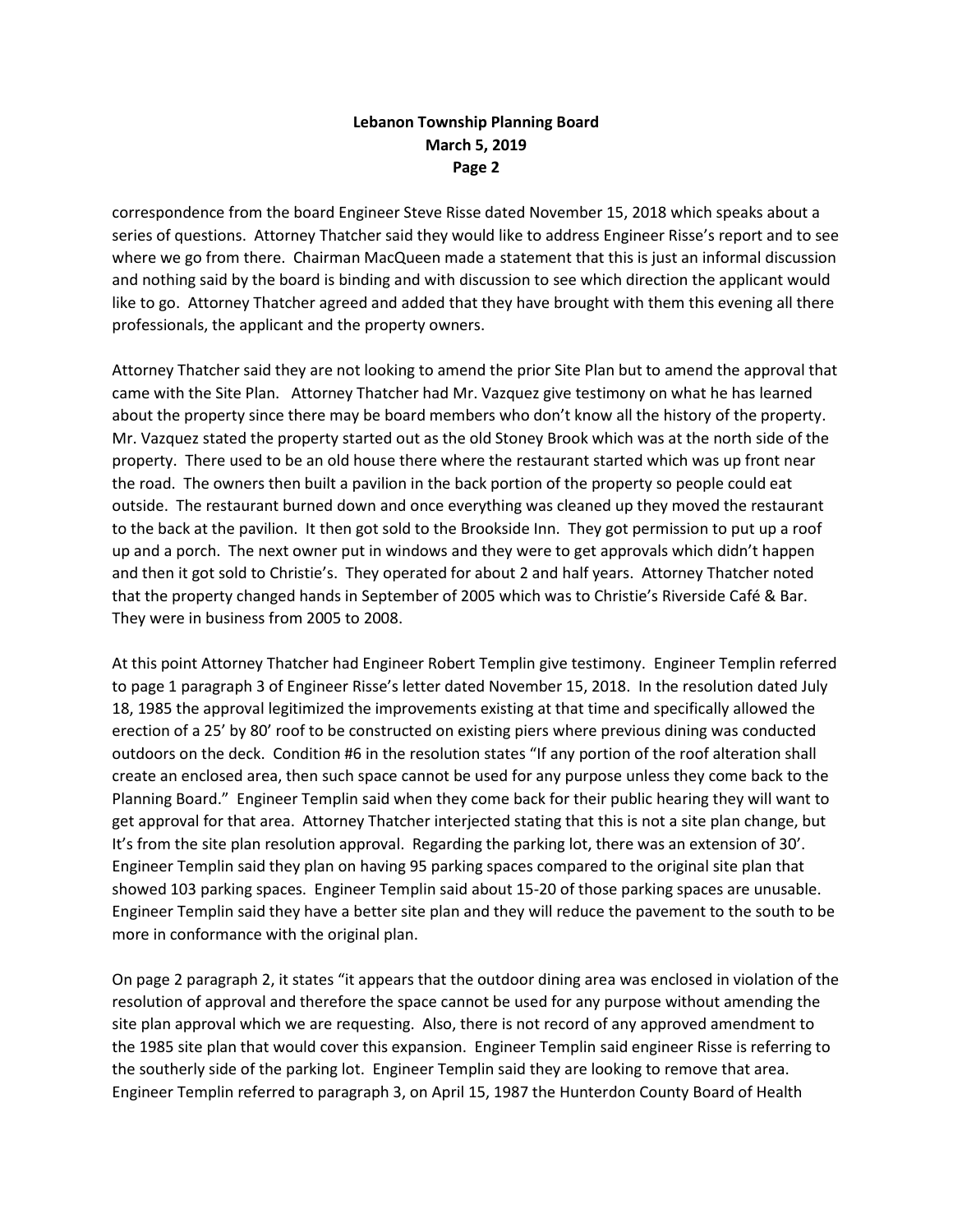correspondence from the board Engineer Steve Risse dated November 15, 2018 which speaks about a series of questions. Attorney Thatcher said they would like to address Engineer Risse's report and to see where we go from there. Chairman MacQueen made a statement that this is just an informal discussion and nothing said by the board is binding and with discussion to see which direction the applicant would like to go. Attorney Thatcher agreed and added that they have brought with them this evening all there professionals, the applicant and the property owners.

Attorney Thatcher said they are not looking to amend the prior Site Plan but to amend the approval that came with the Site Plan. Attorney Thatcher had Mr. Vazquez give testimony on what he has learned about the property since there may be board members who don't know all the history of the property. Mr. Vazquez stated the property started out as the old Stoney Brook which was at the north side of the property. There used to be an old house there where the restaurant started which was up front near the road. The owners then built a pavilion in the back portion of the property so people could eat outside. The restaurant burned down and once everything was cleaned up they moved the restaurant to the back at the pavilion. It then got sold to the Brookside Inn. They got permission to put up a roof up and a porch. The next owner put in windows and they were to get approvals which didn't happen and then it got sold to Christie's. They operated for about 2 and half years. Attorney Thatcher noted that the property changed hands in September of 2005 which was to Christie's Riverside Café & Bar. They were in business from 2005 to 2008.

At this point Attorney Thatcher had Engineer Robert Templin give testimony. Engineer Templin referred to page 1 paragraph 3 of Engineer Risse's letter dated November 15, 2018. In the resolution dated July 18, 1985 the approval legitimized the improvements existing at that time and specifically allowed the erection of a 25' by 80' roof to be constructed on existing piers where previous dining was conducted outdoors on the deck. Condition #6 in the resolution states "If any portion of the roof alteration shall create an enclosed area, then such space cannot be used for any purpose unless they come back to the Planning Board." Engineer Templin said when they come back for their public hearing they will want to get approval for that area. Attorney Thatcher interjected stating that this is not a site plan change, but It's from the site plan resolution approval. Regarding the parking lot, there was an extension of 30'. Engineer Templin said they plan on having 95 parking spaces compared to the original site plan that showed 103 parking spaces. Engineer Templin said about 15-20 of those parking spaces are unusable. Engineer Templin said they have a better site plan and they will reduce the pavement to the south to be more in conformance with the original plan.

On page 2 paragraph 2, it states "it appears that the outdoor dining area was enclosed in violation of the resolution of approval and therefore the space cannot be used for any purpose without amending the site plan approval which we are requesting. Also, there is not record of any approved amendment to the 1985 site plan that would cover this expansion. Engineer Templin said engineer Risse is referring to the southerly side of the parking lot. Engineer Templin said they are looking to remove that area. Engineer Templin referred to paragraph 3, on April 15, 1987 the Hunterdon County Board of Health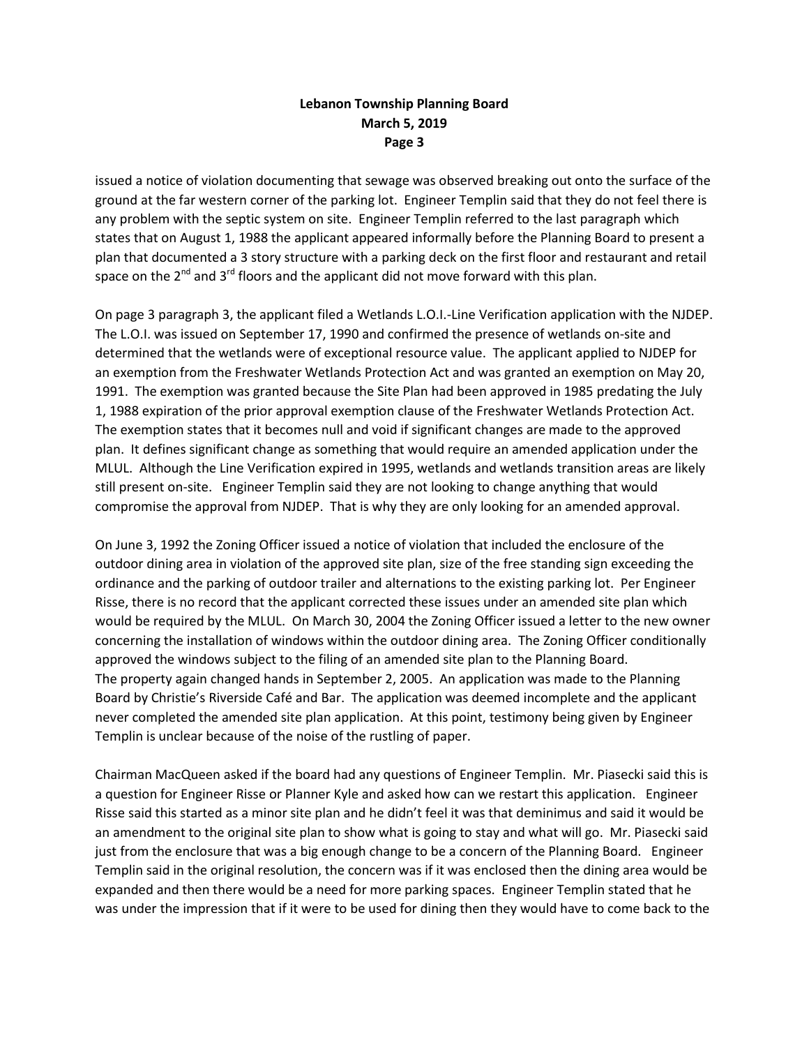issued a notice of violation documenting that sewage was observed breaking out onto the surface of the ground at the far western corner of the parking lot. Engineer Templin said that they do not feel there is any problem with the septic system on site. Engineer Templin referred to the last paragraph which states that on August 1, 1988 the applicant appeared informally before the Planning Board to present a plan that documented a 3 story structure with a parking deck on the first floor and restaurant and retail space on the 2nd and 3rd floors and the applicant did not move forward with this plan.

On page 3 paragraph 3, the applicant filed a Wetlands L.O.I.-Line Verification application with the NJDEP. The L.O.I. was issued on September 17, 1990 and confirmed the presence of wetlands on-site and determined that the wetlands were of exceptional resource value. The applicant applied to NJDEP for an exemption from the Freshwater Wetlands Protection Act and was granted an exemption on May 20, 1991. The exemption was granted because the Site Plan had been approved in 1985 predating the July 1, 1988 expiration of the prior approval exemption clause of the Freshwater Wetlands Protection Act. The exemption states that it becomes null and void if significant changes are made to the approved plan. It defines significant change as something that would require an amended application under the MLUL. Although the Line Verification expired in 1995, wetlands and wetlands transition areas are likely still present on-site. Engineer Templin said they are not looking to change anything that would compromise the approval from NJDEP. That is why they are only looking for an amended approval.

On June 3, 1992 the Zoning Officer issued a notice of violation that included the enclosure of the outdoor dining area in violation of the approved site plan, size of the free standing sign exceeding the ordinance and the parking of outdoor trailer and alternations to the existing parking lot. Per Engineer Risse, there is no record that the applicant corrected these issues under an amended site plan which would be required by the MLUL. On March 30, 2004 the Zoning Officer issued a letter to the new owner concerning the installation of windows within the outdoor dining area. The Zoning Officer conditionally approved the windows subject to the filing of an amended site plan to the Planning Board.
The property again changed hands in September 2, 2005. An application was made to the Planning Board by Christie's Riverside Café and Bar. The application was deemed incomplete and the applicant never completed the amended site plan application. At this point, testimony being given by Engineer Templin is unclear because of the noise of the rustling of paper.

Chairman MacQueen asked if the board had any questions of Engineer Templin. Mr. Piasecki said this is a question for Engineer Risse or Planner Kyle and asked how can we restart this application. Engineer Risse said this started as a minor site plan and he didn't feel it was that deminimus and said it would be an amendment to the original site plan to show what is going to stay and what will go. Mr. Piasecki said just from the enclosure that was a big enough change to be a concern of the Planning Board. Engineer Templin said in the original resolution, the concern was if it was enclosed then the dining area would be expanded and then there would be a need for more parking spaces. Engineer Templin stated that he was under the impression that if it were to be used for dining then they would have to come back to the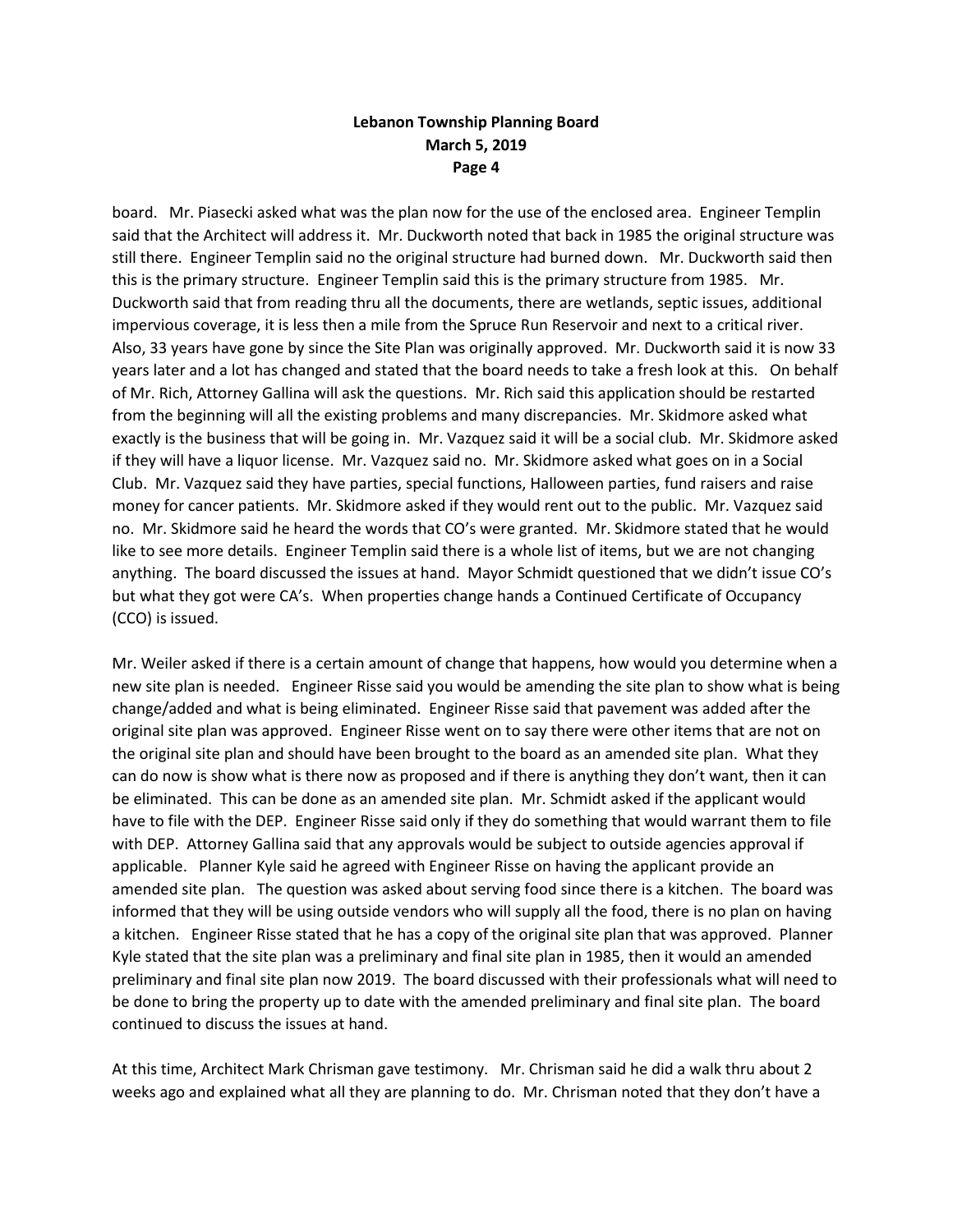board. Mr. Piasecki asked what was the plan now for the use of the enclosed area. Engineer Templin said that the Architect will address it. Mr. Duckworth noted that back in 1985 the original structure was still there. Engineer Templin said no the original structure had burned down. Mr. Duckworth said then this is the primary structure. Engineer Templin said this is the primary structure from 1985. Mr. Duckworth said that from reading thru all the documents, there are wetlands, septic issues, additional impervious coverage, it is less then a mile from the Spruce Run Reservoir and next to a critical river. Also, 33 years have gone by since the Site Plan was originally approved. Mr. Duckworth said it is now 33 years later and a lot has changed and stated that the board needs to take a fresh look at this. On behalf of Mr. Rich, Attorney Gallina will ask the questions. Mr. Rich said this application should be restarted from the beginning will all the existing problems and many discrepancies. Mr. Skidmore asked what exactly is the business that will be going in. Mr. Vazquez said it will be a social club. Mr. Skidmore asked if they will have a liquor license. Mr. Vazquez said no. Mr. Skidmore asked what goes on in a Social Club. Mr. Vazquez said they have parties, special functions, Halloween parties, fund raisers and raise money for cancer patients. Mr. Skidmore asked if they would rent out to the public. Mr. Vazquez said no. Mr. Skidmore said he heard the words that CO's were granted. Mr. Skidmore stated that he would like to see more details. Engineer Templin said there is a whole list of items, but we are not changing anything. The board discussed the issues at hand. Mayor Schmidt questioned that we didn't issue CO's but what they got were CA's. When properties change hands a Continued Certificate of Occupancy (CCO) is issued.

Mr. Weiler asked if there is a certain amount of change that happens, how would you determine when a new site plan is needed. Engineer Risse said you would be amending the site plan to show what is being change/added and what is being eliminated. Engineer Risse said that pavement was added after the original site plan was approved. Engineer Risse went on to say there were other items that are not on the original site plan and should have been brought to the board as an amended site plan. What they can do now is show what is there now as proposed and if there is anything they don't want, then it can be eliminated. This can be done as an amended site plan. Mr. Schmidt asked if the applicant would have to file with the DEP. Engineer Risse said only if they do something that would warrant them to file with DEP. Attorney Gallina said that any approvals would be subject to outside agencies approval if applicable. Planner Kyle said he agreed with Engineer Risse on having the applicant provide an amended site plan. The question was asked about serving food since there is a kitchen. The board was informed that they will be using outside vendors who will supply all the food, there is no plan on having a kitchen. Engineer Risse stated that he has a copy of the original site plan that was approved. Planner Kyle stated that the site plan was a preliminary and final site plan in 1985, then it would an amended preliminary and final site plan now 2019. The board discussed with their professionals what will need to be done to bring the property up to date with the amended preliminary and final site plan. The board continued to discuss the issues at hand.

At this time, Architect Mark Chrisman gave testimony. Mr. Chrisman said he did a walk thru about 2 weeks ago and explained what all they are planning to do. Mr. Chrisman noted that they don't have a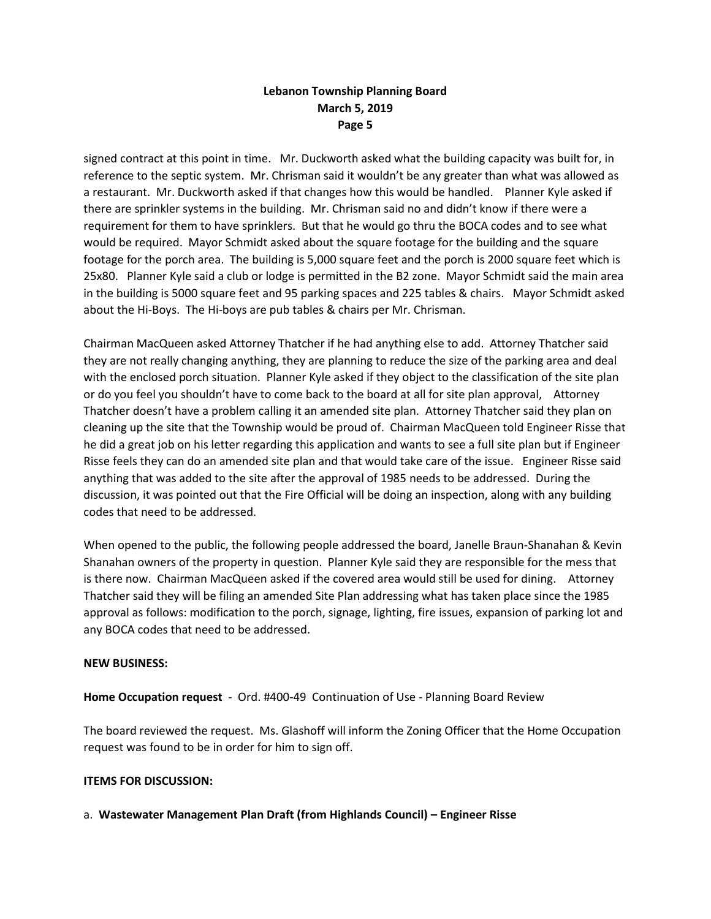signed contract at this point in time. Mr. Duckworth asked what the building capacity was built for, in reference to the septic system. Mr. Chrisman said it wouldn't be any greater than what was allowed as a restaurant. Mr. Duckworth asked if that changes how this would be handled. Planner Kyle asked if there are sprinkler systems in the building. Mr. Chrisman said no and didn't know if there were a requirement for them to have sprinklers. But that he would go thru the BOCA codes and to see what would be required. Mayor Schmidt asked about the square footage for the building and the square footage for the porch area. The building is 5,000 square feet and the porch is 2000 square feet which is 25x80. Planner Kyle said a club or lodge is permitted in the B2 zone. Mayor Schmidt said the main area in the building is 5000 square feet and 95 parking spaces and 225 tables & chairs. Mayor Schmidt asked about the Hi-Boys. The Hi-boys are pub tables & chairs per Mr. Chrisman.

Chairman MacQueen asked Attorney Thatcher if he had anything else to add. Attorney Thatcher said they are not really changing anything, they are planning to reduce the size of the parking area and deal with the enclosed porch situation. Planner Kyle asked if they object to the classification of the site plan or do you feel you shouldn't have to come back to the board at all for site plan approval, Attorney Thatcher doesn't have a problem calling it an amended site plan. Attorney Thatcher said they plan on cleaning up the site that the Township would be proud of. Chairman MacQueen told Engineer Risse that he did a great job on his letter regarding this application and wants to see a full site plan but if Engineer Risse feels they can do an amended site plan and that would take care of the issue. Engineer Risse said anything that was added to the site after the approval of 1985 needs to be addressed. During the discussion, it was pointed out that the Fire Official will be doing an inspection, along with any building codes that need to be addressed.

When opened to the public, the following people addressed the board, Janelle Braun-Shanahan & Kevin Shanahan owners of the property in question. Planner Kyle said they are responsible for the mess that is there now. Chairman MacQueen asked if the covered area would still be used for dining. Attorney Thatcher said they will be filing an amended Site Plan addressing what has taken place since the 1985 approval as follows: modification to the porch, signage, lighting, fire issues, expansion of parking lot and any BOCA codes that need to be addressed.

**NEW BUSINESS:**

**Home Occupation request** - Ord. #400-49 Continuation of Use - Planning Board Review

The board reviewed the request. Ms. Glashoff will inform the Zoning Officer that the Home Occupation request was found to be in order for him to sign off.

**ITEMS FOR DISCUSSION:**

a. **Wastewater Management Plan Draft (from Highlands Council) – Engineer Risse**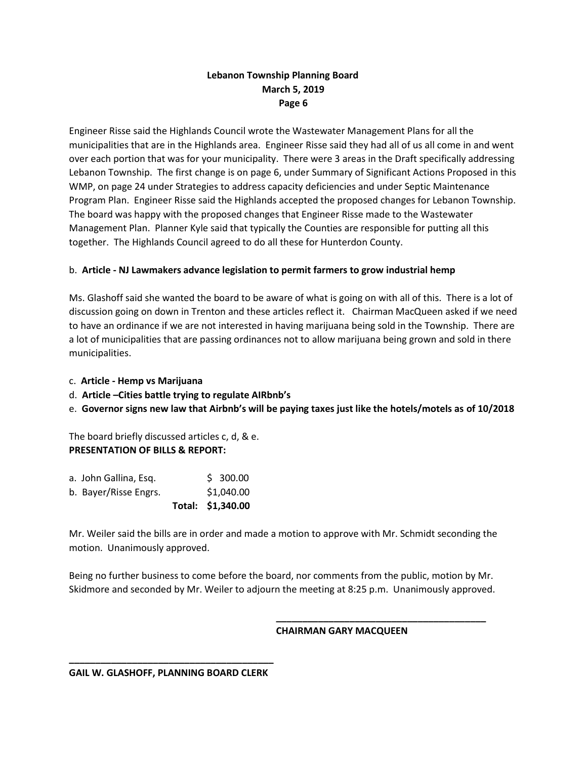Engineer Risse said the Highlands Council wrote the Wastewater Management Plans for all the municipalities that are in the Highlands area. Engineer Risse said they had all of us all come in and went over each portion that was for your municipality. There were 3 areas in the Draft specifically addressing Lebanon Township. The first change is on page 6, under Summary of Significant Actions Proposed in this WMP, on page 24 under Strategies to address capacity deficiencies and under Septic Maintenance Program Plan. Engineer Risse said the Highlands accepted the proposed changes for Lebanon Township. The board was happy with the proposed changes that Engineer Risse made to the Wastewater Management Plan. Planner Kyle said that typically the Counties are responsible for putting all this together. The Highlands Council agreed to do all these for Hunterdon County.

b. **Article - NJ Lawmakers advance legislation to permit farmers to grow industrial hemp**

Ms. Glashoff said she wanted the board to be aware of what is going on with all of this. There is a lot of discussion going on down in Trenton and these articles reflect it. Chairman MacQueen asked if we need to have an ordinance if we are not interested in having marijuana being sold in the Township. There are a lot of municipalities that are passing ordinances not to allow marijuana being grown and sold in there municipalities.

c. **Article - Hemp vs Marijuana**
d. **Article –Cities battle trying to regulate AIRbnb's**
e. **Governor signs new law that Airbnb's will be paying taxes just like the hotels/motels as of 10/2018**

The board briefly discussed articles c, d, & e.

**PRESENTATION OF BILLS & REPORT:**

| | |
|---|---|
| a. John Gallina, Esq. | $ 300.00 |
| b. Bayer/Risse Engrs. | $1,040.00 |
| **Total:** | **$1,340.00** |

Mr. Weiler said the bills are in order and made a motion to approve with Mr. Schmidt seconding the motion. Unanimously approved.

Being no further business to come before the board, nor comments from the public, motion by Mr. Skidmore and seconded by Mr. Weiler to adjourn the meeting at 8:25 p.m. Unanimously approved.

\_\_\_\_\_\_\_\_\_\_\_\_\_\_\_\_\_\_\_\_\_\_\_\_\_\_\_\_\_\_\_\_\_\_\_\_\_\_\_\_
**CHAIRMAN GARY MACQUEEN**

\_\_\_\_\_\_\_\_\_\_\_\_\_\_\_\_\_\_\_\_\_\_\_\_\_\_\_\_\_\_\_\_\_\_\_\_\_\_\_\_
**GAIL W. GLASHOFF, PLANNING BOARD CLERK**